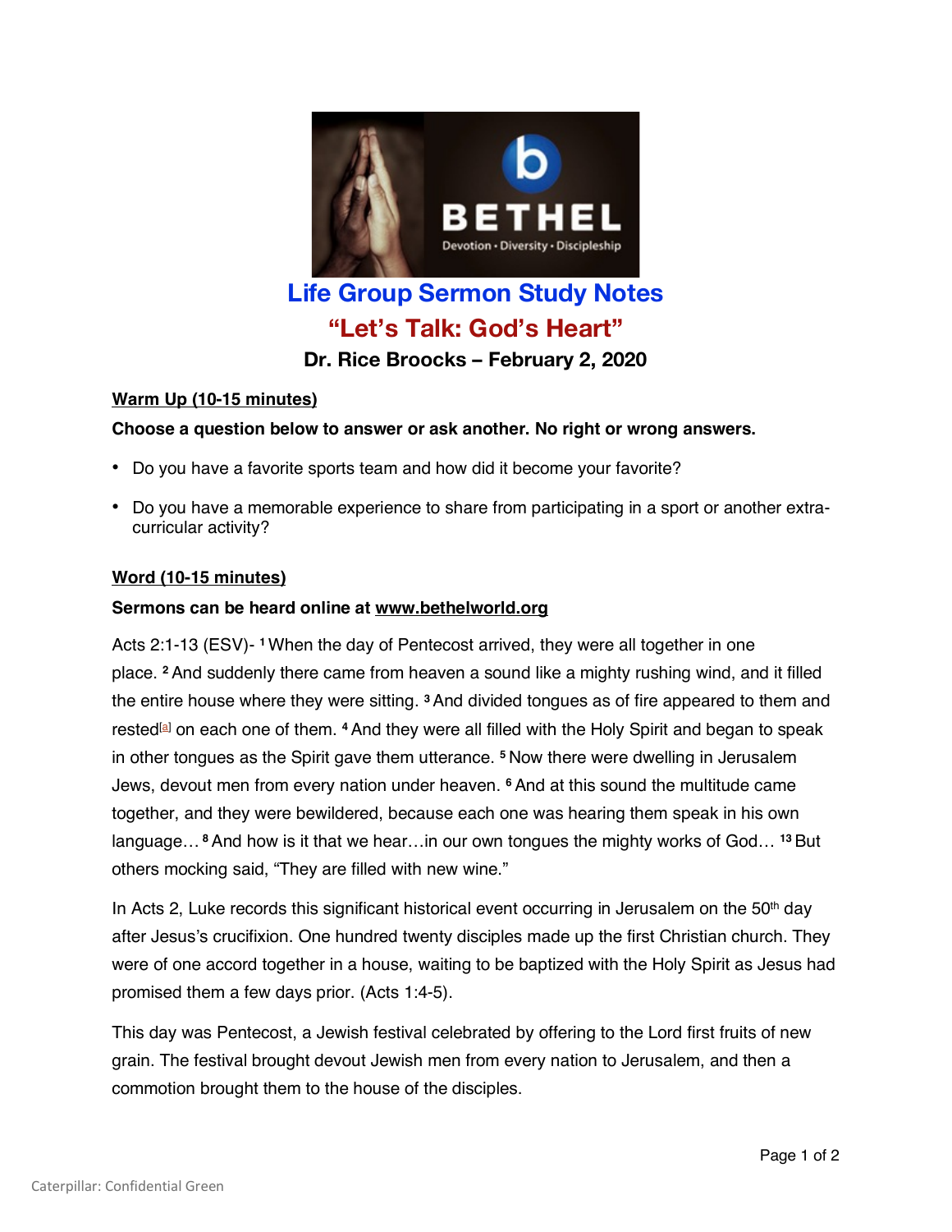# Life Group Sermon Study Notes

## "Let's Talk: God's Heart"

### Dr. Rice Broocks – February 2, 2020

**Warm Up (10-15 minutes)**

**Choose a question below to answer or ask another. No right or wrong answers.**

- Do you have a favorite sports team and how did it become your favorite?
- Do you have a memorable experience to share from participating in a sport or another extra-curricular activity?

**Word (10-15 minutes)**

**Sermons can be heard online at www.bethelworld.org**

Acts 2:1-13 (ESV)- [1] When the day of Pentecost arrived, they were all together in one place. [2] And suddenly there came from heaven a sound like a mighty rushing wind, and it filled the entire house where they were sitting. [3] And divided tongues as of fire appeared to them and rested[a] on each one of them. [4] And they were all filled with the Holy Spirit and began to speak in other tongues as the Spirit gave them utterance. [5] Now there were dwelling in Jerusalem Jews, devout men from every nation under heaven. [6] And at this sound the multitude came together, and they were bewildered, because each one was hearing them speak in his own language… [8] And how is it that we hear…in our own tongues the mighty works of God… [13] But others mocking said, "They are filled with new wine."

In Acts 2, Luke records this significant historical event occurring in Jerusalem on the 50th day after Jesus's crucifixion. One hundred twenty disciples made up the first Christian church. They were of one accord together in a house, waiting to be baptized with the Holy Spirit as Jesus had promised them a few days prior. (Acts 1:4-5).

This day was Pentecost, a Jewish festival celebrated by offering to the Lord first fruits of new grain. The festival brought devout Jewish men from every nation to Jerusalem, and then a commotion brought them to the house of the disciples.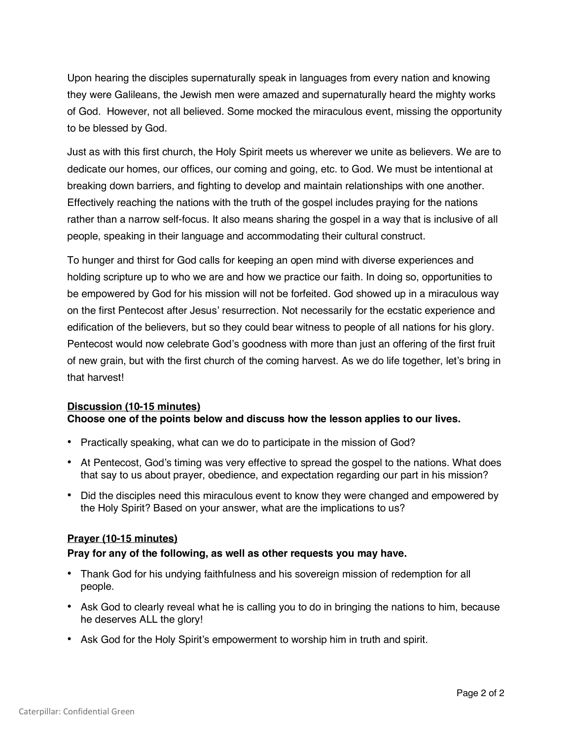Upon hearing the disciples supernaturally speak in languages from every nation and knowing they were Galileans, the Jewish men were amazed and supernaturally heard the mighty works of God. However, not all believed. Some mocked the miraculous event, missing the opportunity to be blessed by God.

Just as with this first church, the Holy Spirit meets us wherever we unite as believers. We are to dedicate our homes, our offices, our coming and going, etc. to God. We must be intentional at breaking down barriers, and fighting to develop and maintain relationships with one another. Effectively reaching the nations with the truth of the gospel includes praying for the nations rather than a narrow self-focus. It also means sharing the gospel in a way that is inclusive of all people, speaking in their language and accommodating their cultural construct.

To hunger and thirst for God calls for keeping an open mind with diverse experiences and holding scripture up to who we are and how we practice our faith. In doing so, opportunities to be empowered by God for his mission will not be forfeited. God showed up in a miraculous way on the first Pentecost after Jesus' resurrection. Not necessarily for the ecstatic experience and edification of the believers, but so they could bear witness to people of all nations for his glory. Pentecost would now celebrate God's goodness with more than just an offering of the first fruit of new grain, but with the first church of the coming harvest. As we do life together, let's bring in that harvest!

**Discussion (10-15 minutes)**

**Choose one of the points below and discuss how the lesson applies to our lives.**

- Practically speaking, what can we do to participate in the mission of God?
- At Pentecost, God's timing was very effective to spread the gospel to the nations. What does that say to us about prayer, obedience, and expectation regarding our part in his mission?
- Did the disciples need this miraculous event to know they were changed and empowered by the Holy Spirit? Based on your answer, what are the implications to us?

**Prayer (10-15 minutes)**

**Pray for any of the following, as well as other requests you may have.**

- Thank God for his undying faithfulness and his sovereign mission of redemption for all people.
- Ask God to clearly reveal what he is calling you to do in bringing the nations to him, because he deserves ALL the glory!
- Ask God for the Holy Spirit's empowerment to worship him in truth and spirit.